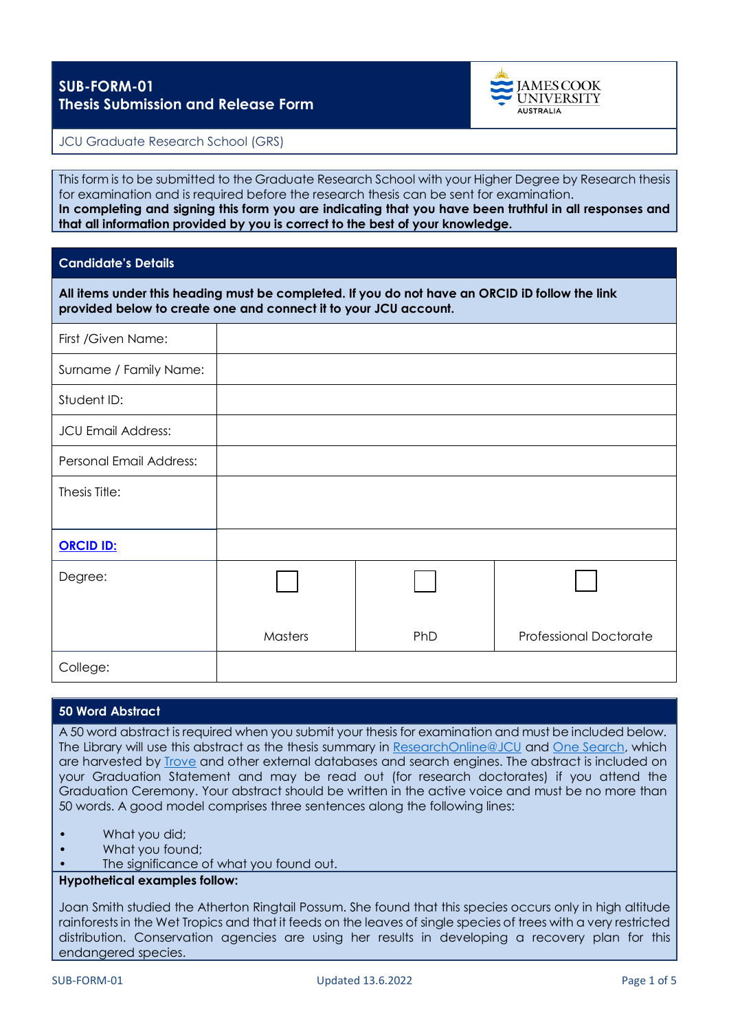# SUB-FORM-01
## Thesis Submission and Release Form

JAMES COOK UNIVERSITY AUSTRALIA

JCU Graduate Research School (GRS)

This form is to be submitted to the Graduate Research School with your Higher Degree by Research thesis for examination and is required before the research thesis can be sent for examination.
**In completing and signing this form you are indicating that you have been truthful in all responses and that all information provided by you is correct to the best of your knowledge.**

## Candidate's Details

**All items under this heading must be completed. If you do not have an ORCID iD follow the link provided below to create one and connect it to your JCU account.**

| | | | |
|---|---|---|---|
| First /Given Name: | | | |
| Surname / Family Name: | | | |
| Student ID: | | | |
| JCU Email Address: | | | |
| Personal Email Address: | | | |
| Thesis Title: | | | |
| ORCID ID: | | | |
| Degree: | ☐ Masters | ☐ PhD | ☐ Professional Doctorate |
| College: | | | |

## 50 Word Abstract

A 50 word abstract is required when you submit your thesis for examination and must be included below. The Library will use this abstract as the thesis summary in ResearchOnline@JCU and One Search, which are harvested by Trove and other external databases and search engines. The abstract is included on your Graduation Statement and may be read out (for research doctorates) if you attend the Graduation Ceremony. Your abstract should be written in the active voice and must be no more than 50 words. A good model comprises three sentences along the following lines:

- What you did;
- What you found;
- The significance of what you found out.

**Hypothetical examples follow:**

Joan Smith studied the Atherton Ringtail Possum. She found that this species occurs only in high altitude rainforests in the Wet Tropics and that it feeds on the leaves of single species of trees with a very restricted distribution. Conservation agencies are using her results in developing a recovery plan for this endangered species.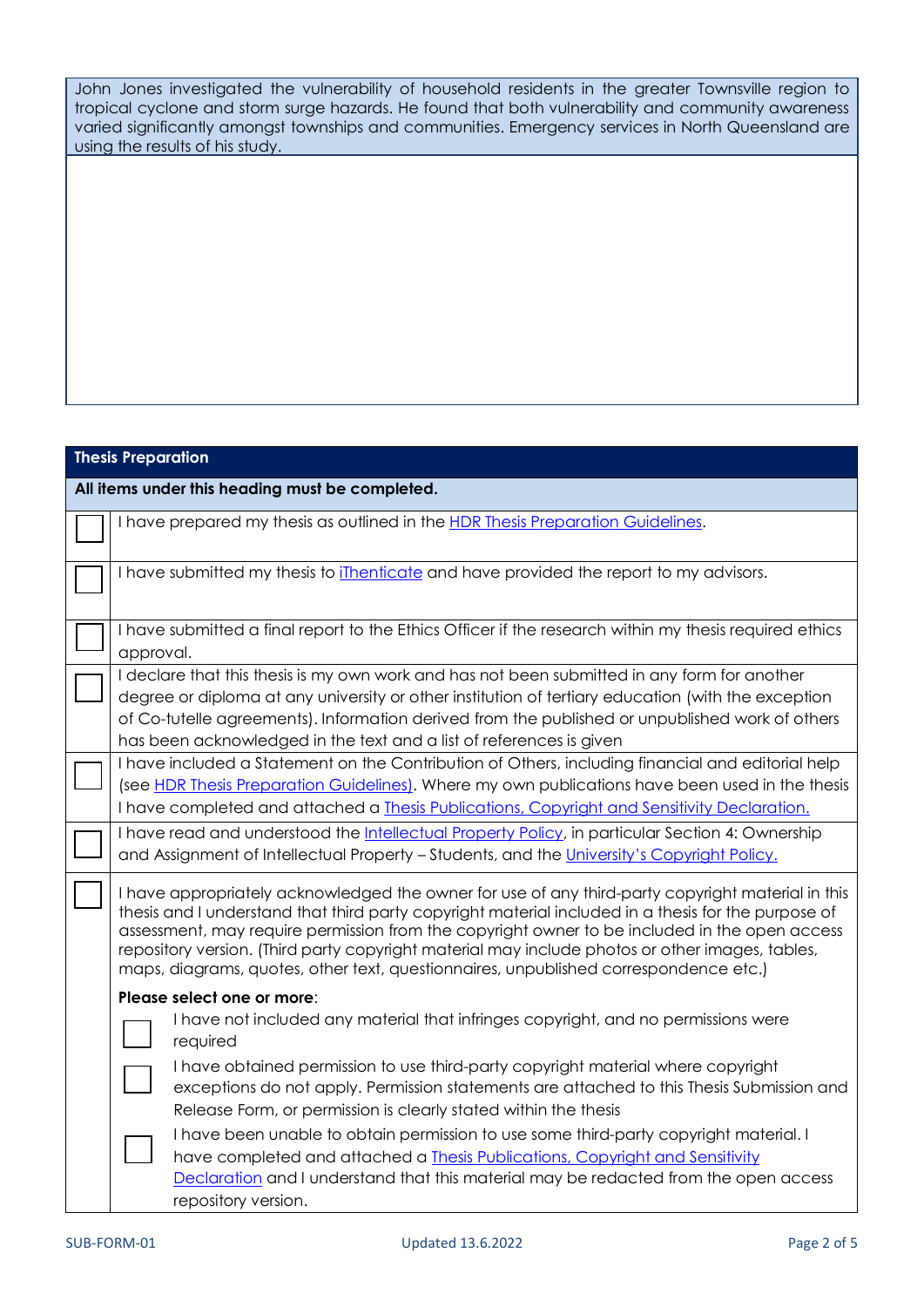John Jones investigated the vulnerability of household residents in the greater Townsville region to tropical cyclone and storm surge hazards. He found that both vulnerability and community awareness varied significantly amongst townships and communities. Emergency services in North Queensland are using the results of his study.

| **Thesis Preparation** | |
|---|---|
| **All items under this heading must be completed.** | |
| ☐ | I have prepared my thesis as outlined in the HDR Thesis Preparation Guidelines. |
| ☐ | I have submitted my thesis to iThenticate and have provided the report to my advisors. |
| ☐ | I have submitted a final report to the Ethics Officer if the research within my thesis required ethics approval. |
| ☐ | I declare that this thesis is my own work and has not been submitted in any form for another degree or diploma at any university or other institution of tertiary education (with the exception of Co-tutelle agreements). Information derived from the published or unpublished work of others has been acknowledged in the text and a list of references is given |
| ☐ | I have included a Statement on the Contribution of Others, including financial and editorial help (see HDR Thesis Preparation Guidelines). Where my own publications have been used in the thesis I have completed and attached a Thesis Publications, Copyright and Sensitivity Declaration. |
| ☐ | I have read and understood the Intellectual Property Policy, in particular Section 4: Ownership and Assignment of Intellectual Property – Students, and the University's Copyright Policy. |
| ☐ | I have appropriately acknowledged the owner for use of any third-party copyright material in this thesis and I understand that third party copyright material included in a thesis for the purpose of assessment, may require permission from the copyright owner to be included in the open access repository version. (Third party copyright material may include photos or other images, tables, maps, diagrams, quotes, other text, questionnaires, unpublished correspondence etc.)<br><br>**Please select one or more**:<br>☐ I have not included any material that infringes copyright, and no permissions were required<br>☐ I have obtained permission to use third-party copyright material where copyright exceptions do not apply. Permission statements are attached to this Thesis Submission and Release Form, or permission is clearly stated within the thesis<br>☐ I have been unable to obtain permission to use some third-party copyright material. I have completed and attached a Thesis Publications, Copyright and Sensitivity Declaration and I understand that this material may be redacted from the open access repository version. |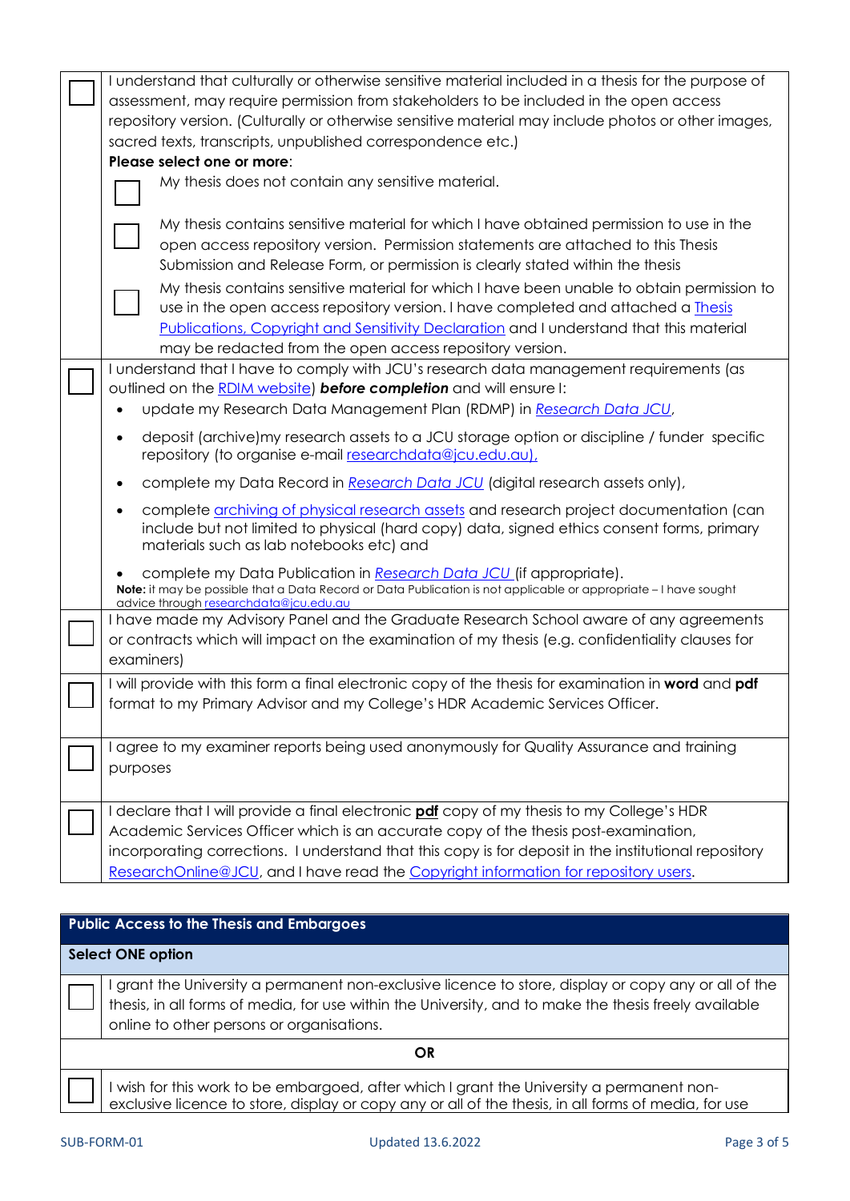| | |
|---|---|
| ☐ | I understand that culturally or otherwise sensitive material included in a thesis for the purpose of assessment, may require permission from stakeholders to be included in the open access repository version. (Culturally or otherwise sensitive material may include photos or other images, sacred texts, transcripts, unpublished correspondence etc.)<br>**Please select one or more**:<br>☐ My thesis does not contain any sensitive material.<br>☐ My thesis contains sensitive material for which I have obtained permission to use in the open access repository version. Permission statements are attached to this Thesis Submission and Release Form, or permission is clearly stated within the thesis<br>☐ My thesis contains sensitive material for which I have been unable to obtain permission to use in the open access repository version. I have completed and attached a Thesis Publications, Copyright and Sensitivity Declaration and I understand that this material may be redacted from the open access repository version. |
| ☐ | I understand that I have to comply with JCU's research data management requirements (as outlined on the RDIM website) ***before completion*** and will ensure I:<br>• update my Research Data Management Plan (RDMP) in *Research Data JCU*,<br>• deposit (archive)my research assets to a JCU storage option or discipline / funder specific repository (to organise e-mail researchdata@jcu.edu.au),<br>• complete my Data Record in *Research Data JCU* (digital research assets only),<br>• complete archiving of physical research assets and research project documentation (can include but not limited to physical (hard copy) data, signed ethics consent forms, primary materials such as lab notebooks etc) and<br>• complete my Data Publication in *Research Data JCU* (if appropriate).<br>**Note:** it may be possible that a Data Record or Data Publication is not applicable or appropriate – I have sought advice through researchdata@jcu.edu.au |
| ☐ | I have made my Advisory Panel and the Graduate Research School aware of any agreements or contracts which will impact on the examination of my thesis (e.g. confidentiality clauses for examiners) |
| ☐ | I will provide with this form a final electronic copy of the thesis for examination in **word** and **pdf** format to my Primary Advisor and my College's HDR Academic Services Officer. |
| ☐ | I agree to my examiner reports being used anonymously for Quality Assurance and training purposes |
| ☐ | I declare that I will provide a final electronic **pdf** copy of my thesis to my College's HDR Academic Services Officer which is an accurate copy of the thesis post-examination, incorporating corrections. I understand that this copy is for deposit in the institutional repository ResearchOnline@JCU, and I have read the Copyright information for repository users. |

| **Public Access to the Thesis and Embargoes** | |
|---|---|
| **Select ONE option** | |
| ☐ | I grant the University a permanent non-exclusive licence to store, display or copy any or all of the thesis, in all forms of media, for use within the University, and to make the thesis freely available online to other persons or organisations. |
| **OR** | |
| ☐ | I wish for this work to be embargoed, after which I grant the University a permanent non-exclusive licence to store, display or copy any or all of the thesis, in all forms of media, for use |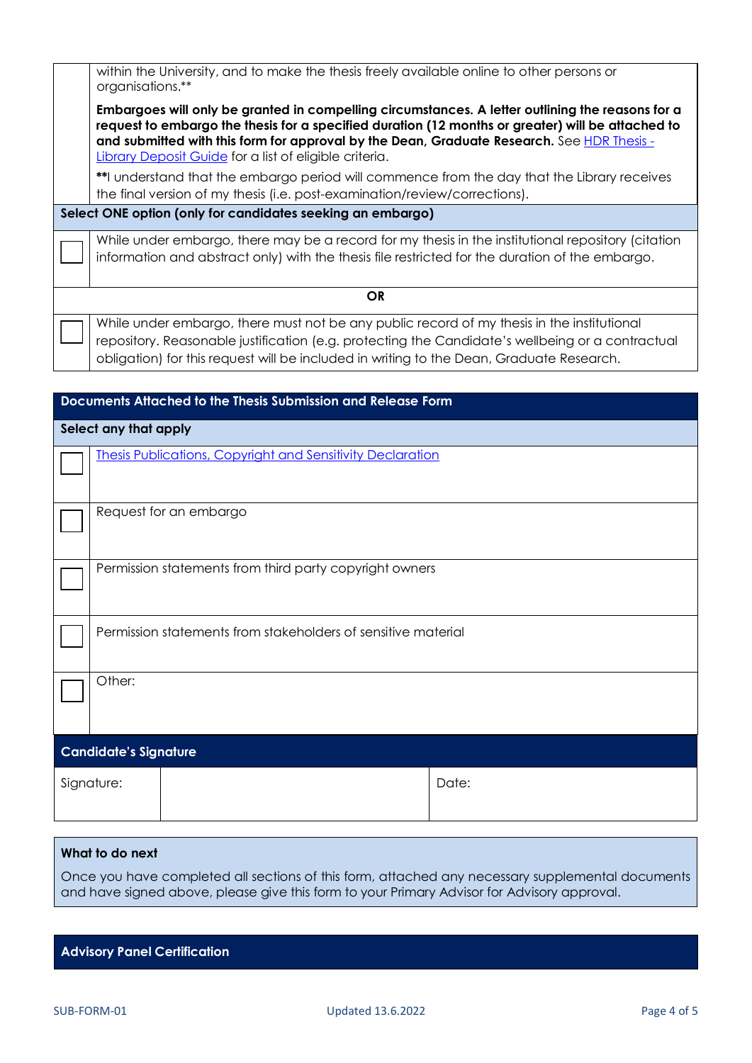| | |
|---|---|
| | within the University, and to make the thesis freely available online to other persons or organisations.** |
| | **Embargoes will only be granted in compelling circumstances. A letter outlining the reasons for a request to embargo the thesis for a specified duration (12 months or greater) will be attached to and submitted with this form for approval by the Dean, Graduate Research.** See [HDR Thesis - Library Deposit Guide]() for a list of eligible criteria. |
| | **I understand that the embargo period will commence from the day that the Library receives the final version of my thesis (i.e. post-examination/review/corrections). |

**Select ONE option (only for candidates seeking an embargo)**

| | |
|---|---|
| ☐ | While under embargo, there may be a record for my thesis in the institutional repository (citation information and abstract only) with the thesis file restricted for the duration of the embargo. |
| | **OR** |
| ☐ | While under embargo, there must not be any public record of my thesis in the institutional repository. Reasonable justification (e.g. protecting the Candidate's wellbeing or a contractual obligation) for this request will be included in writing to the Dean, Graduate Research. |

## Documents Attached to the Thesis Submission and Release Form

**Select any that apply**

| | |
|---|---|
| ☐ | [Thesis Publications, Copyright and Sensitivity Declaration]() |
| ☐ | Request for an embargo |
| ☐ | Permission statements from third party copyright owners |
| ☐ | Permission statements from stakeholders of sensitive material |
| ☐ | Other: |

## Candidate's Signature

| Signature: | | Date: |
|---|---|---|

**What to do next**

Once you have completed all sections of this form, attached any necessary supplemental documents and have signed above, please give this form to your Primary Advisor for Advisory approval.

## Advisory Panel Certification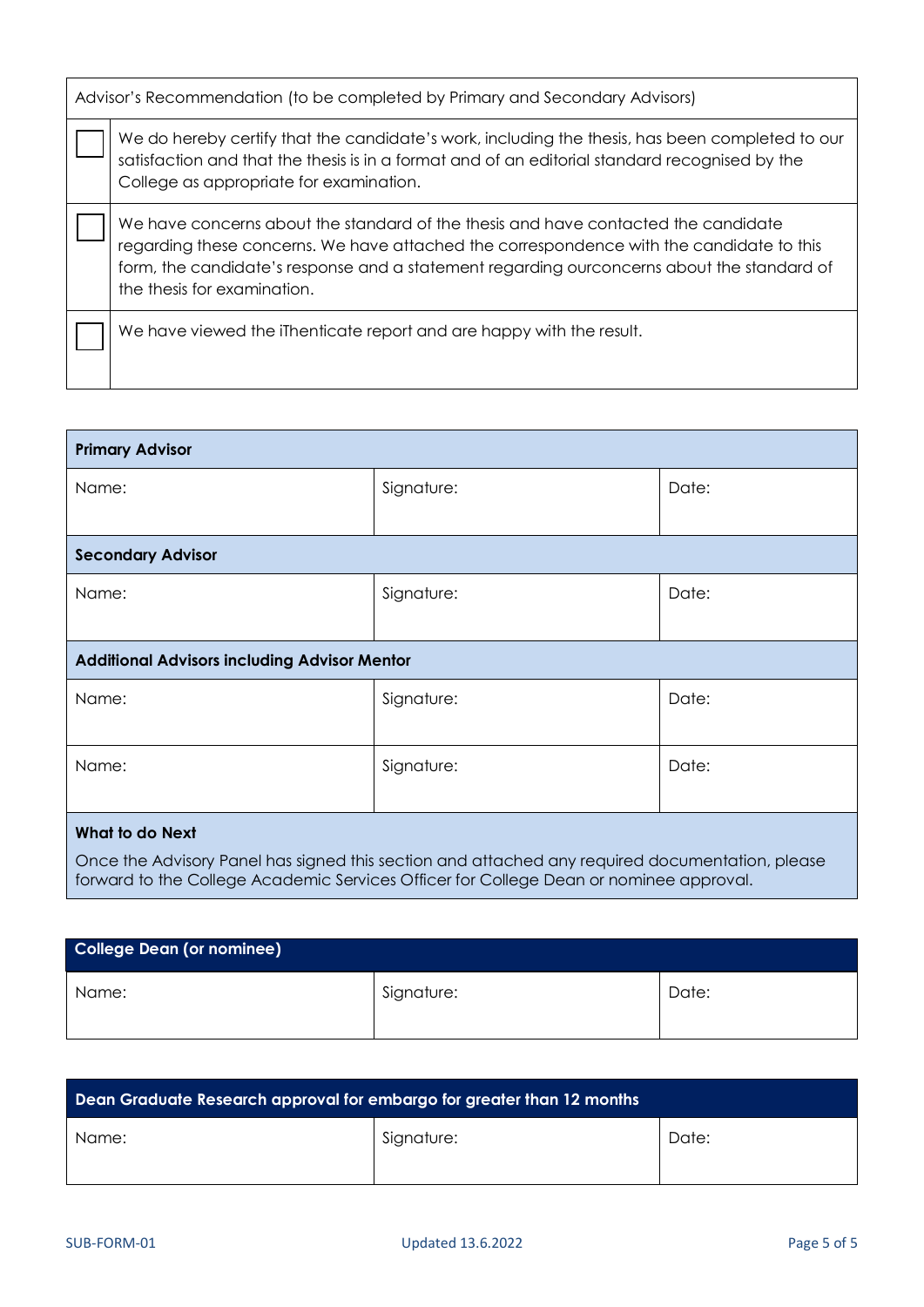| Advisor's Recommendation (to be completed by Primary and Secondary Advisors) | |
|---|---|
| ☐ | We do hereby certify that the candidate's work, including the thesis, has been completed to our satisfaction and that the thesis is in a format and of an editorial standard recognised by the College as appropriate for examination. |
| ☐ | We have concerns about the standard of the thesis and have contacted the candidate regarding these concerns. We have attached the correspondence with the candidate to this form, the candidate's response and a statement regarding ourconcerns about the standard of the thesis for examination. |
| ☐ | We have viewed the iThenticate report and are happy with the result. |

| **Primary Advisor** | | |
|---|---|---|
| Name: | Signature: | Date: |
| **Secondary Advisor** | | |
| Name: | Signature: | Date: |
| **Additional Advisors including Advisor Mentor** | | |
| Name: | Signature: | Date: |
| Name: | Signature: | Date: |

**What to do Next**

Once the Advisory Panel has signed this section and attached any required documentation, please forward to the College Academic Services Officer for College Dean or nominee approval.

| **College Dean (or nominee)** | | |
|---|---|---|
| Name: | Signature: | Date: |

| **Dean Graduate Research approval for embargo for greater than 12 months** | | |
|---|---|---|
| Name: | Signature: | Date: |

SUB-FORM-01 Updated 13.6.2022